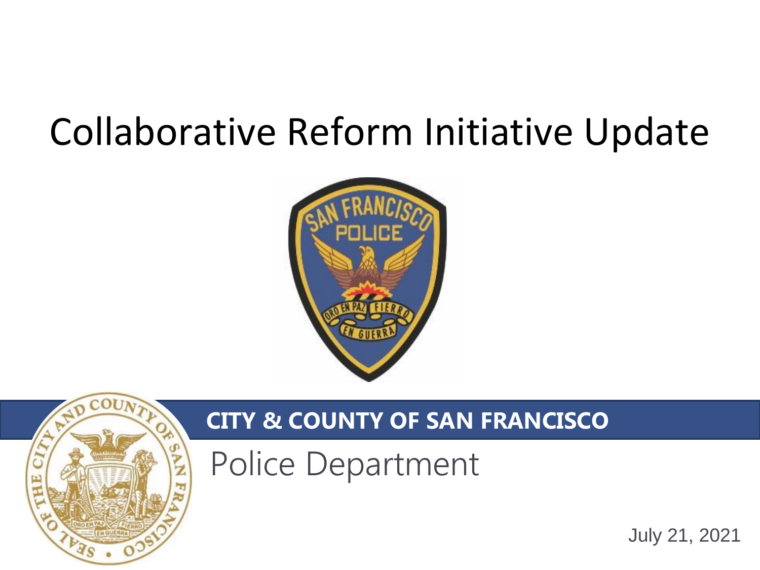# Collaborative Reform Initiative Update

**CITY & COUNTY OF SAN FRANCISCO**

Police Department

July 21, 2021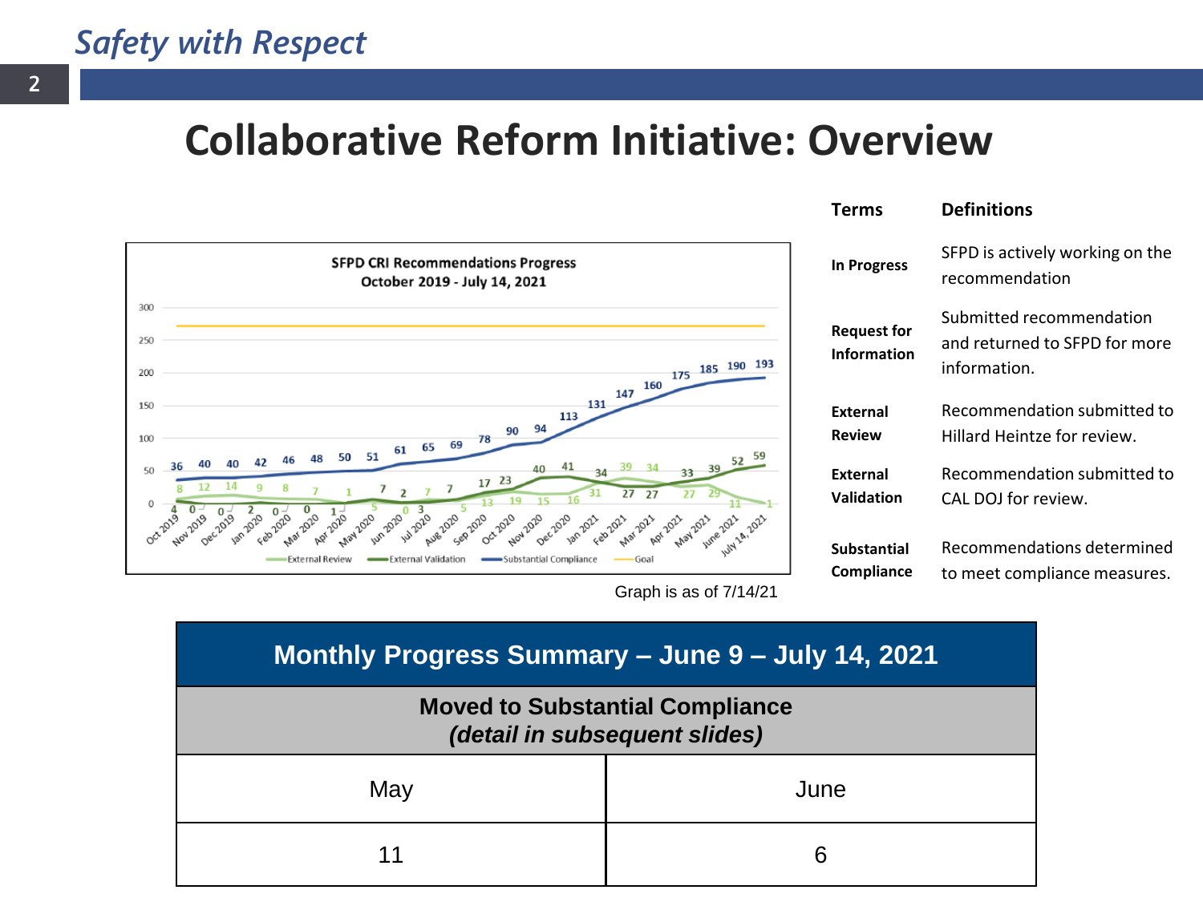# Collaborative Reform Initiative: Overview

**SFPD CRI Recommendations Progress**
**October 2019 - July 14, 2021**

Graph is as of 7/14/21

| Terms | Definitions |
|---|---|
| **In Progress** | SFPD is actively working on the recommendation |
| **Request for Information** | Submitted recommendation and returned to SFPD for more information. |
| **External Review** | Recommendation submitted to Hillard Heintze for review. |
| **External Validation** | Recommendation submitted to CAL DOJ for review. |
| **Substantial Compliance** | Recommendations determined to meet compliance measures. |

| Monthly Progress Summary – June 9 – July 14, 2021 | |
|---|---|
| **Moved to Substantial Compliance** *(detail in subsequent slides)* | |
| May | June |
| 11 | 6 |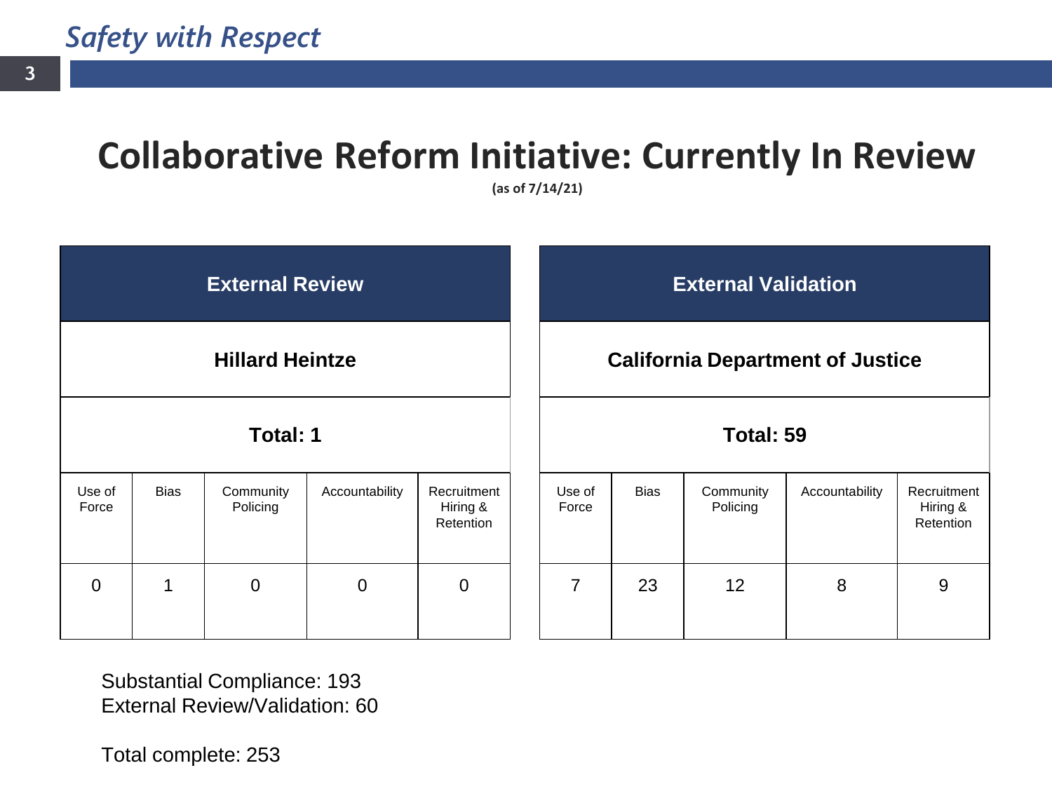# Collaborative Reform Initiative: Currently In Review

**(as of 7/14/21)**

| External Review | | | | |
|---|---|---|---|---|
| **Hillard Heintze** | | | | |
| **Total: 1** | | | | |
| Use of Force | Bias | Community Policing | Accountability | Recruitment Hiring & Retention |
| 0 | 1 | 0 | 0 | 0 |

| External Validation | | | | |
|---|---|---|---|---|
| **California Department of Justice** | | | | |
| **Total: 59** | | | | |
| Use of Force | Bias | Community Policing | Accountability | Recruitment Hiring & Retention |
| 7 | 23 | 12 | 8 | 9 |

Substantial Compliance: 193
External Review/Validation: 60

Total complete: 253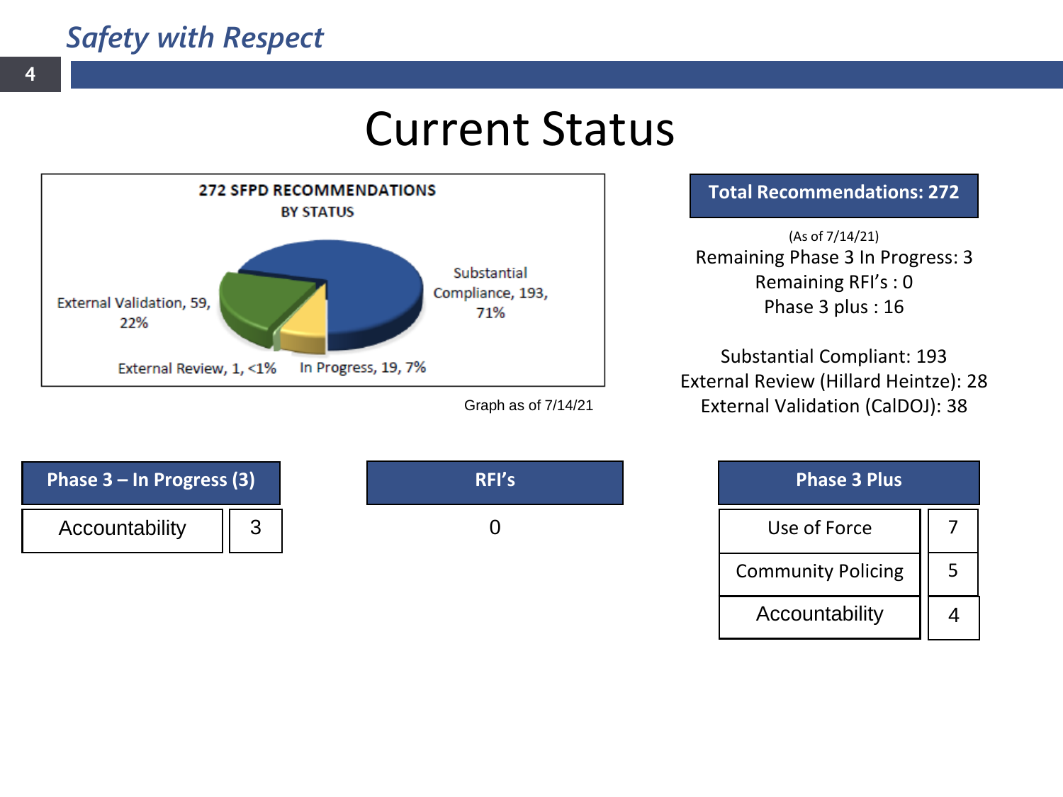*Safety with Respect*

# Current Status

**272 SFPD RECOMMENDATIONS**
**BY STATUS**

- Substantial Compliance, 193, 71%
- External Validation, 59, 22%
- External Review, 1, <1%
- In Progress, 19, 7%

Graph as of 7/14/21

**Total Recommendations: 272**

(As of 7/14/21)
Remaining Phase 3 In Progress: 3
Remaining RFI's : 0
Phase 3 plus : 16

Substantial Compliant: 193
External Review (Hillard Heintze): 28
External Validation (CalDOJ): 38

| Phase 3 – In Progress (3) | |
|---|---|
| Accountability | 3 |

| RFI's |
|---|
| 0 |

| Phase 3 Plus | |
|---|---|
| Use of Force | 7 |
| Community Policing | 5 |
| Accountability | 4 |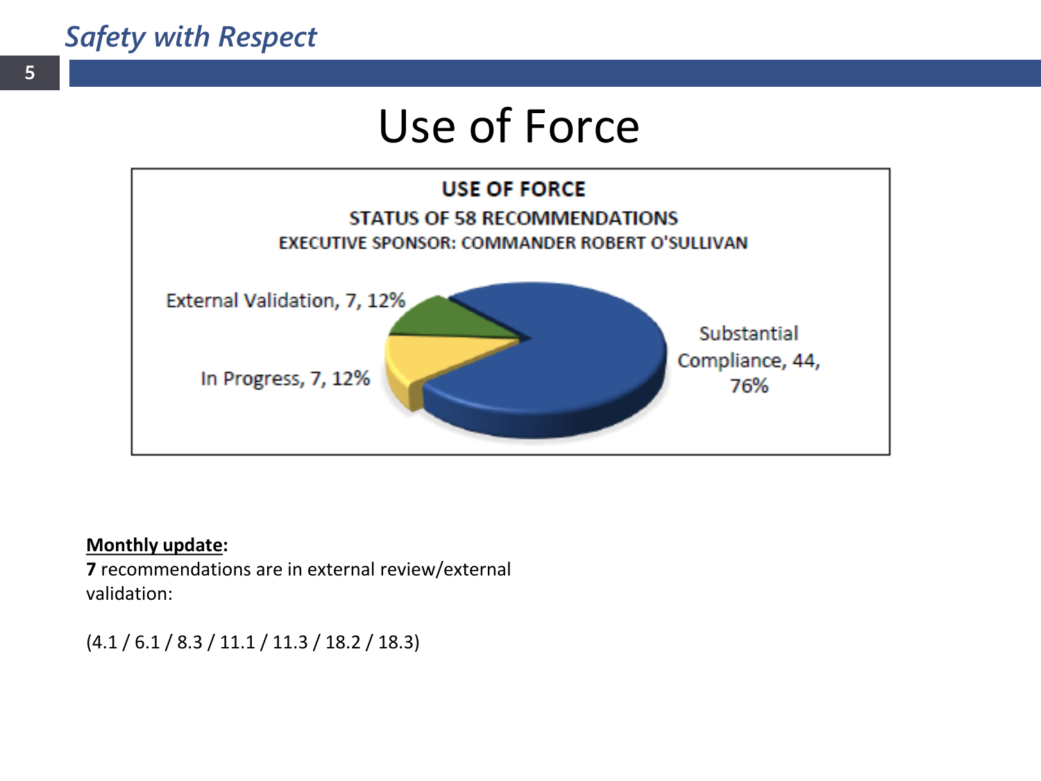# Use of Force

**USE OF FORCE**

**STATUS OF 58 RECOMMENDATIONS**

**EXECUTIVE SPONSOR: COMMANDER ROBERT O'SULLIVAN**

External Validation, 7, 12%

In Progress, 7, 12%

Substantial Compliance, 44, 76%

**Monthly update:**

**7** recommendations are in external review/external validation:

(4.1 / 6.1 / 8.3 / 11.1 / 11.3 / 18.2 / 18.3)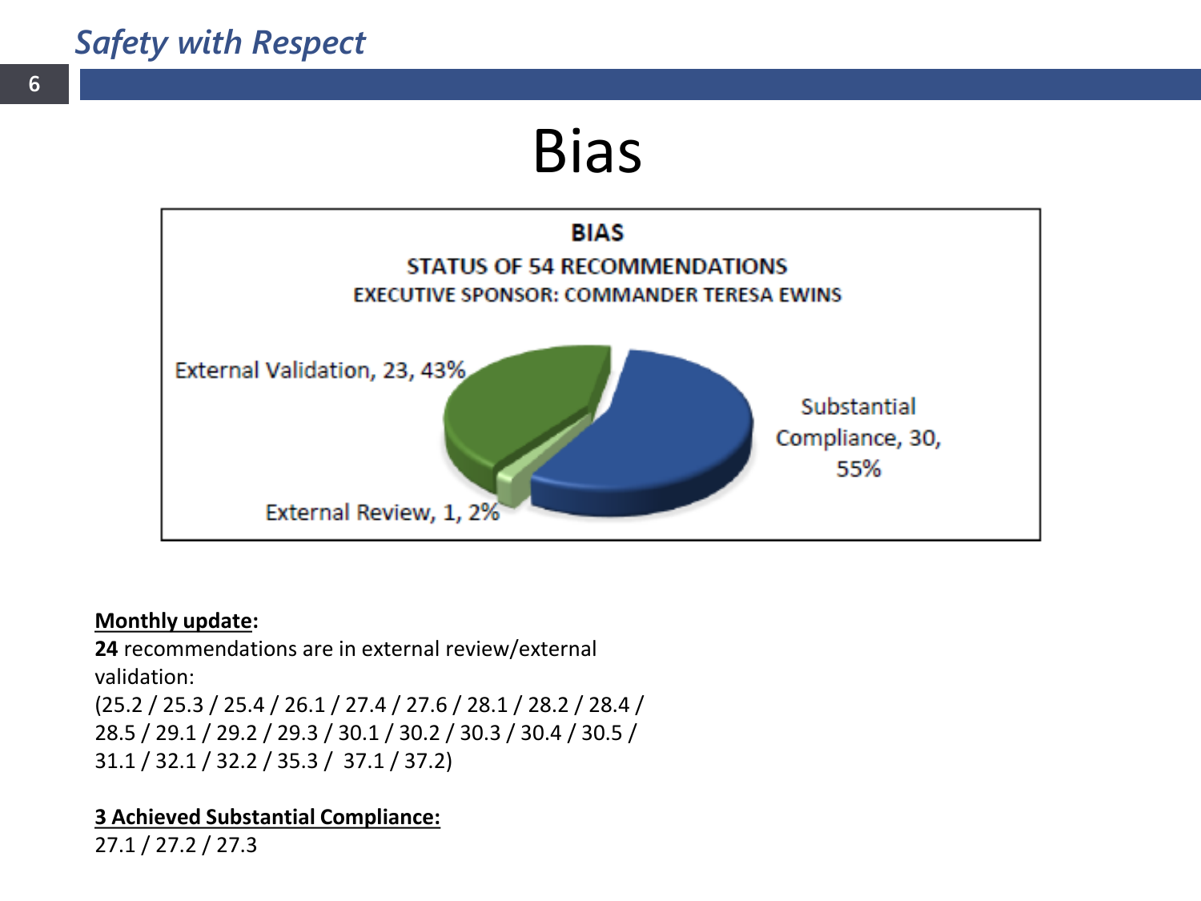# Bias

**BIAS**

**STATUS OF 54 RECOMMENDATIONS**

**EXECUTIVE SPONSOR: COMMANDER TERESA EWINS**

External Validation, 23, 43%

Substantial Compliance, 30, 55%

External Review, 1, 2%

<u>**Monthly update**</u>**:**

**24** recommendations are in external review/external validation:

(25.2 / 25.3 / 25.4 / 26.1 / 27.4 / 27.6 / 28.1 / 28.2 / 28.4 / 28.5 / 29.1 / 29.2 / 29.3 / 30.1 / 30.2 / 30.3 / 30.4 / 30.5 / 31.1 / 32.1 / 32.2 / 35.3 / 37.1 / 37.2)

<u>**3 Achieved Substantial Compliance:**</u>

27.1 / 27.2 / 27.3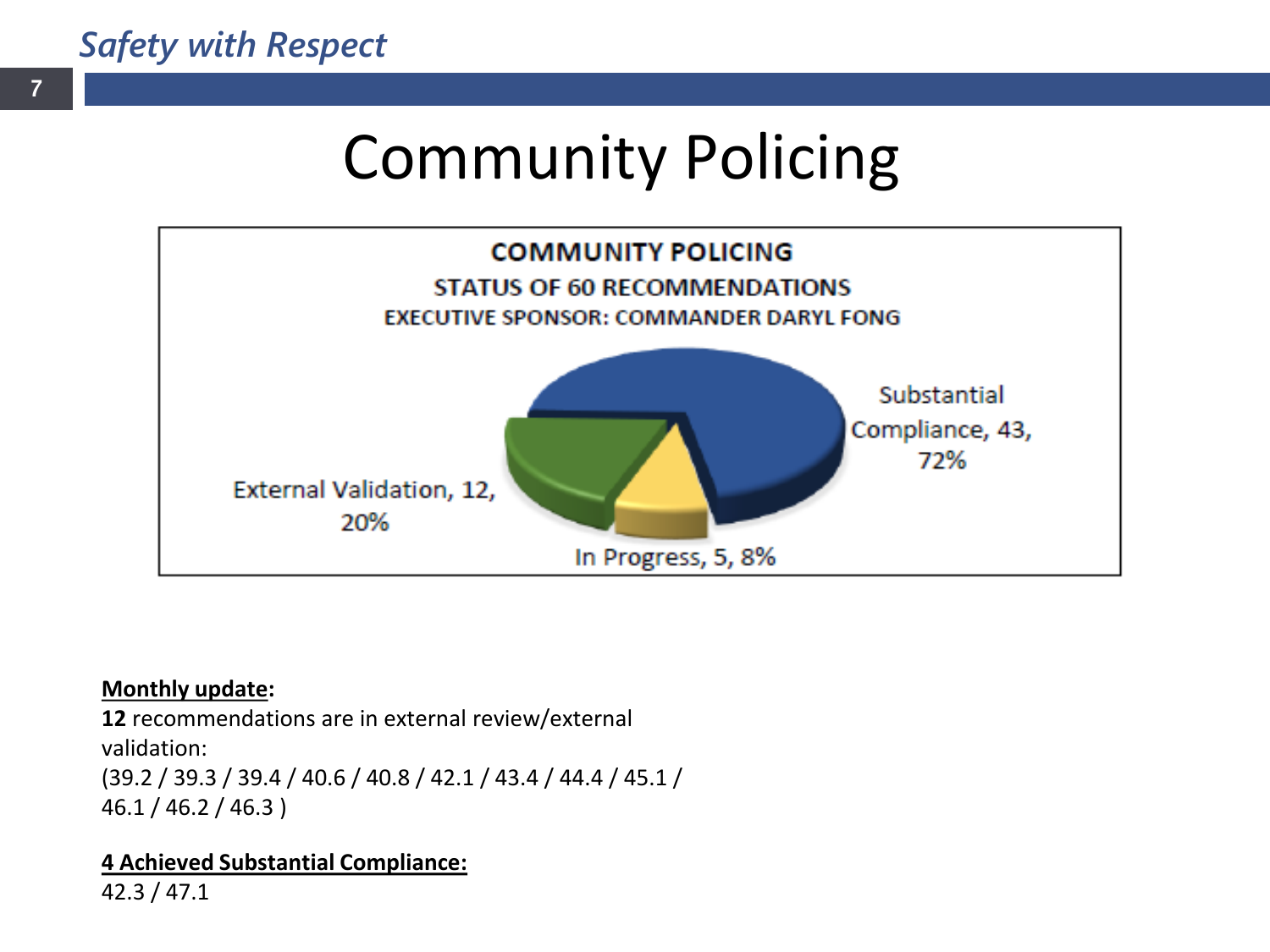# Community Policing

**COMMUNITY POLICING**
**STATUS OF 60 RECOMMENDATIONS**
**EXECUTIVE SPONSOR: COMMANDER DARYL FONG**

- Substantial Compliance, 43, 72%
- External Validation, 12, 20%
- In Progress, 5, 8%

**Monthly update:**
**12** recommendations are in external review/external validation:
(39.2 / 39.3 / 39.4 / 40.6 / 40.8 / 42.1 / 43.4 / 44.4 / 45.1 / 46.1 / 46.2 / 46.3 )

**4 Achieved Substantial Compliance:**
42.3 / 47.1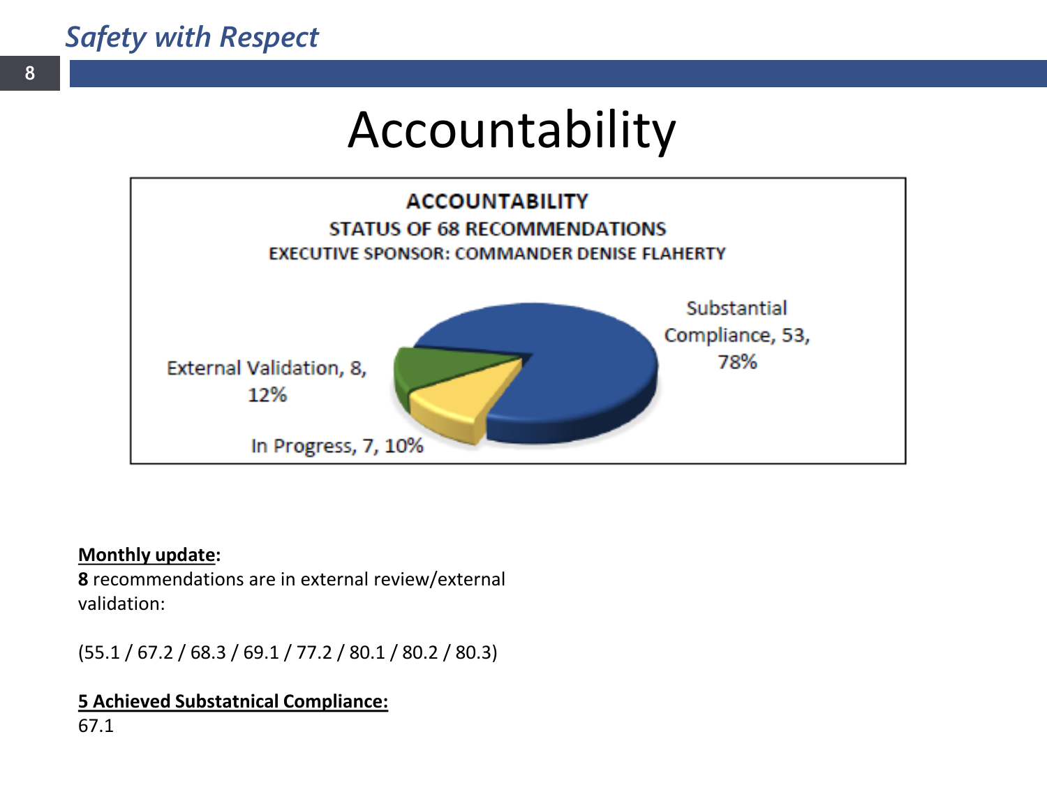# Accountability

**ACCOUNTABILITY**
**STATUS OF 68 RECOMMENDATIONS**
**EXECUTIVE SPONSOR: COMMANDER DENISE FLAHERTY**

Substantial Compliance, 53, 78%

External Validation, 8, 12%

In Progress, 7, 10%

**Monthly update:**
**8** recommendations are in external review/external validation:

(55.1 / 67.2 / 68.3 / 69.1 / 77.2 / 80.1 / 80.2 / 80.3)

**5 Achieved Substatnical Compliance:**
67.1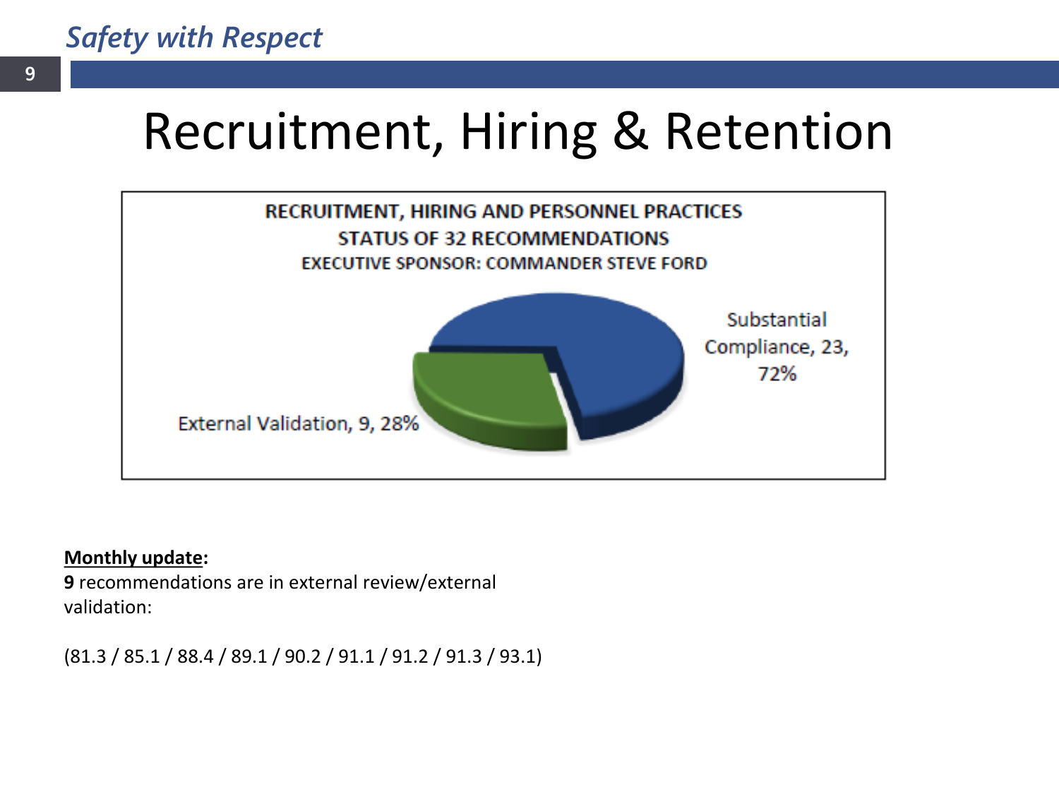# Recruitment, Hiring & Retention

RECRUITMENT, HIRING AND PERSONNEL PRACTICES
STATUS OF 32 RECOMMENDATIONS
EXECUTIVE SPONSOR: COMMANDER STEVE FORD

Substantial Compliance, 23, 72%

External Validation, 9, 28%

**Monthly update:**
**9** recommendations are in external review/external validation:

(81.3 / 85.1 / 88.4 / 89.1 / 90.2 / 91.1 / 91.2 / 91.3 / 93.1)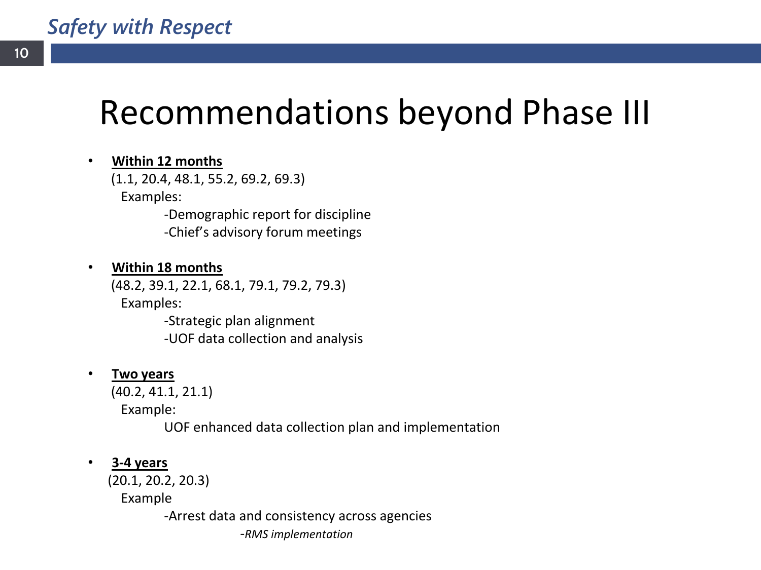# Recommendations beyond Phase III

- **Within 12 months**
  (1.1, 20.4, 48.1, 55.2, 69.2, 69.3)
  Examples:
  - -Demographic report for discipline
  - -Chief's advisory forum meetings

- **Within 18 months**
  (48.2, 39.1, 22.1, 68.1, 79.1, 79.2, 79.3)
  Examples:
  - -Strategic plan alignment
  - -UOF data collection and analysis

- **Two years**
  (40.2, 41.1, 21.1)
  Example:
  - UOF enhanced data collection plan and implementation

- **3-4 years**
  (20.1, 20.2, 20.3)
  Example
  - -Arrest data and consistency across agencies
    - *-RMS implementation*